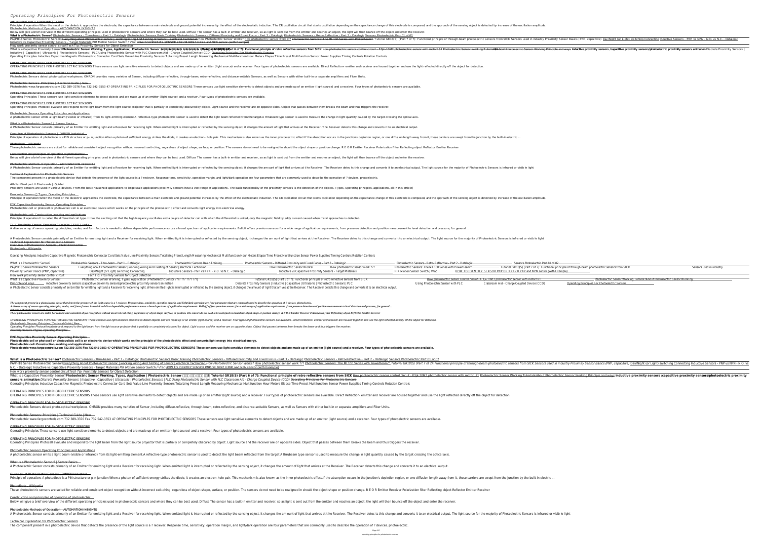# Operating Principles For Photoelectric Sensors

4th 1st Final part II Flashcards | Quizlet

Principle of operation When the metal or the dielectric approaches the electrode, the capacitance between a main electrode and ground potential increases by the effect of the electrostatic induction. The CR oscillation circuit that starts oscillation depending on the capacitance change of this electrode is composed, and the approach of the sensing object is detected by increase of the oscillation amplitude.

Photoelectric Methods of Operation – AUTOMATION INSIGHTS

Below will give a brief overview of the different operating principles used in photoelectric sensors and where they can be best used. Diffuse The sensor has a built-in emitter and receiver, so as light is sent out from the emitter and reaches an object, the light will then bounce off the object and enter the receiver.

**What is a Photoelectric Sensor?** Photoelectric Sensors - Thru-beam - Part 1 - Datalogic Photoelectric Sensors Basic Training Photoelectric Sensors - Diffused Proximity and Fixed Focus - Part 3 - Datalogic Photoelectric Sensors - Retro-Reflective - Part 2 - Datalogic Sensors Photoelectric Part 01 of 02

PA/PH18 Series Photoelectric SensorsEverything About Photoelectric sensor | working,wiring And Testing of Sensor | electrical Technician How Photoelectric Sensor Works? How photoelectric sensor work ??? Photoelectric Sensors: The MI 100 Series with PowerBeam™ Tutorial GR18(S) (Part 7 of 7): Functional principle of through-beam photoelectric sensors from SICK Sensors used in industry Proximity Sensor Basics (PNP, capacitive) Day/Night (or Light) switching Connecting Inductive Sensors - PNP vs NPN - N.O. vs N.C. - Datalogic Inductive vs Capacitive Proximity Sensors - Target Materials PIR Motion Sensor Switch / Vtac HOW TO IDENTIFY SENSOR PNP OR NPN? || PNP and NPN sensor (with Example)

How work proximity sensor control circuit*Tech Tip: Proximity Sensors for Object Detection*

What is a Capacitive Proximity Sensor?**Photoelectric Sensor Working, Types, Application | Photoelectric Sensor ????? ??? ???? ??| Tutorial GR18(S) (Part 6 of 7): Functional principle of retro reflective sensors from SICK** How photoelectric sensor control circuit - E3JK-10M2 photoelectric sensor with motor! R1 Photoelectric Sensor Working Tutorial About Photoelectric Sensor Working Principle and ways **inductive proximity sensors /capacitive proximity sensors/photoelectric proximity sensors animation** Discrete Proximity Sensors | Inductive | Capacitive | Ultrasonic | Photoelectric Sensors | PLC Using Photoelectric Sensor with PLC Classroom Aid - Charge Coupled Device (CCD) Operating Principles For Photoelectric Sensors

Operating Principles Inductive Capacitive Magnetic Photoelectric Connector Cord Sets Value Line Proximity Sensors Totalizing Preset Length Measuring Mechanical Multifunction Hour Meters Elapse Time Preset Multifunction Sensor Power Supplies Timing Controls Rotation Controls

OPERATING PRINCIPLES FOR PHOTOELECTRIC SENSORS

OPERATING PRINCIPLES FOR PHOTOELECTRIC SENSORS These sensors use light sensitive elements to detect objects and are made up of an emitter (light source) and a receiver. Four types of photoelectric sensors are available. Direct Reflection- emitter and receiver are housed together and use the light reflected directly off the object for detection.

OPERATING PRINCIPLES FOR PHOTOELECTRIC SENSORS

Photoelectric Sensors detect photo-optical workpieces. OMRON provides many varieties of Sensor, including diffuse-reflective, through-beam, retro-reflective, and distance-settable Sensors, as well as Sensors with either built-in or separate amplifiers and Fiber Units.

Photoelectric Sensors: Principles | Technical Guide | New ...

Photoelectric www.fargocontrols.com 732 389-3376 Fax 732 542-3553 47 OPERATING PRINCIPLES FOR PHOTOELECTRIC SENSORS These sensors use light sensitive elements to detect objects and are made up of an emitter (light source) and a receiver. Four types of photoelectric sensors are available.

OPERATING PRINCIPLES FOR PHOTOELECTRIC SENSORS

Operating Principles These sensors use light sensitive elements to detect objects and are made up of an emitter (light source) and a receiver. Four types of photoelectric sensors are available.

OPERATING PRINCIPLES FOR PHOTOELECTRIC SENSORS

Operating Principles Photocell evaluate and respond to the light beam from the light source projector that is partially or completely obscured by object. Light source and the receiver are on opposite sides. Object that passes between them breaks the beam and thus triggers the receiver.

Photoelectric Sensors Operating Principles and Applications

A photoelectric sensor emits a light beam (visible or infrared) from its light-emitting element.A reflective-type photoelectric sensor is used to detect the light beam reflected from the target.A thrubeam type sensor is used to measure the change in light quantity caused by the target crossing the optical axis.

What is a Photoelectric Sensor? | Sensor Basics ...

A Photoelectric Sensor consists primarily of an Emitter for emitting light and a Receiver for receiving light. When emitted light is interrupted or reflected by the sensing object, it changes the amount of light that arrives at the Receiver. The Receiver detects this change and converts it to an electrical output.

Overview of Photoelectric Sensors | OMRON Industrial ...

Principle of operation. A photodiode is a PIN structure or p– n junction.When a photon of sufficient energy strikes the diode, it creates an electron– hole pair. This mechanism is also known as the inner photoelectric effect.If the absorption occurs in the junction's depletion region, or one diffusion length away from it, these carriers are swept from the junction by the built-in electric ...

Photodiode - Wikipedia

These photoelectric sensors are suited for reliable and consistent object recognition without incorrect swit-ching, regardless of object shape, surface, or position. The sensors do not need to be realigned in should the object shape or position change. R E O R Emitter Receiver Polarization filter Reflecting object Reflector Emitter Receiver

Construction and principles of operation of photoelectric ...

Below will give a brief overview of the different operating principles used in photoelectric sensors and where they can be best used. Diffuse The sensor has a built-in emitter and receiver, so as light is sent out from the emitter and reaches an object, the light will then bounce off the object and enter the receiver.

Photoelectric Methods of Operation – AUTOMATION INSIGHTS

A Photoelectric Sensor consists primarily of an Emitter for emitting light and a Receiver for receiving light. When emitted light is interrupted or reflected by the sensing object, it changes the am ount of light that arrives at t he Receiver. The Receiver detec ts this change and converts it to an electrical output. The light source for the majority of Photoelectric Sensors is infrared or visib le light

Technical Explanation for Photoelectric Sensors

The component present in a photoelectric device that detects the presence of the light source is a ? reciever. Response time, sensitivity, operation margin, and light/dark operation are four parameters that are commonly used to describe the operation of ? devices. photoelectric.

4th 1st Final part II Flashcards | Quizlet

Proximity sensors are used in various devices. From the basic household applications to large scale applications proximity sensors have a vast range of applications. The basic functionality of the proximity sensors is the detection of the objects. Types, Operating principles, applications, all in this article]

Proximity Sensors ? Types, Operating Principles ...

Principle of operation When the metal or the dielectric approaches the electrode, the capacitance between a main electrode and ground potential increases by the effect of the electrostatic induction. The CR oscillation circuit that starts oscillation depending on the capacitance change of this electrode is composed, and the approach of the sensing object is detected by increase of the oscillation amplitude.

E2K Capacitive Proximity Sensor: Operating Principles ...

Photoelectric cell or photocell or photovoltaic cell is an electronic device which works on the principle of the photoelectric effect and converts light energy into electrical energy.

Photoelectric cell: Construction, working and applications

Principle of operation It is called the differential coil type. It has the exciting coil that the high frequency oscillates and a couple of detector coil with which the differential is united, only the magnetic field by eddy current caused when metal approaches is detected.

TL-J: Proximity Sensor: Operating Principles | FAQ | India ...

A diverse array of sensor operating principles, modes, and form factors is needed to deliver dependable performance across a broad spectrum of application requirements. Balluff offers premium sensors for a wide range of application requirements, from presence detection and position measurement to level detection and pressure, for general ...

A Photoelectric Sensor consists primarily of an Emitter for emitting light and a Receiver for receiving light. When emitted light is interrupted or reflected by the sensing object, it changes the am ount of light that arrives at t he Receiver. The Receiver detec ts this change and converts it to an electrical output. The light source for the majority of Photoelectric Sensors is infrared or visib le light

Technical Explanation for Photoelectric Sensors

Overview of Photoelectric Sensors | OMRON Industrial ...

Photodiode - Wikipedia

Operating Principles Inductive Capacitive Magnetic Photoelectric Connector Cord Sets Value Line Proximity Sensors Totalizing Preset Length Measuring Mechanical Multifunction Hour Meters Elapse Time Preset Multifunction Sensor Power Supplies Timing Controls Rotation Controls

What is a Photoelectric Sensor? Photoelectric Sensors - Thru-beam - Part 1 - Datalogic Photoelectric Sensors Basic Training Photoelectric Sensors - Diffused Proximity and Fixed Focus - Part 3 - Datalogic Photoelectric Sensors - Retro-Reflective - Part 2 - Datalogic Sensors Photoelectric Part 01 of 02

PA/PH18 Series Photoelectric Sensors Everything About Photoelectric sensor | working,wiring And Testing of Sensor | electrical Technician How Photoelectric Sensor Works? How photoelectric sensor work ??? Photoelectric Sensors: The MI 100 Series with PowerBeam™ Tutorial GR18(S) (Part 7 of 7): Functional principle of through-beam photoelectric sensors from SICK Sensors used in industry Proximity Sensor Basics (PNP, capacitive) Day/Night (or Light) switching Connecting Inductive Sensors - PNP vs NPN - N.O. vs N.C. - Datalogic Inductive vs Capacitive Proximity Sensors - Target Materials PIR Motion Sensor Switch / Vtac HOW TO IDENTIFY SENSOR PNP OR NPN? || PNP and NPN sensor (with Example)

How work proximity sensor control circuit Tech Tip: Proximity Sensors for Object Detection

What is a Capacitive Proximity Sensor? Photoelectric Sensor Working, Types, Application | Photoelectric Sensor ???? ??? ???? ??| Tutorial GR18(S) (Part 6 of 7): Functional principle of retro reflective sensors from SICK How photoelectric sensor control circuit - E3JK-10M2 photoelectric sensor with motor! R1 Photoelectric Sensor Working Tutorial About Photoelectric Sensor Working Principle and ways inductive proximity sensors /capacitive proximity sensors/photoelectric proximity sensors animation Discrete Proximity Sensors | Inductive | Capacitive | Ultrasonic | Photoelectric Sensors | PLC Using Photoelectric Sensor with PLC Classroom Aid - Charge Coupled Device (CCD) Operating Principles For Photoelectric Sensors

A Photoelectric Sensor consists primarily of an Emitter for emitting light and a Receiver for receiving light. When emitted light is interrupted or reflected by the sensing object, it changes the amount of light that arrives at the Receiver. The Receiver detects this change and converts it to an electrical output.

*The component present in a photoelectric device that detects the presence of the light source is a ? reciever. Response time, sensitivity, operation margin, and light/dark operation are four parameters that are commonly used to describe the operation of ? devices. photoelectric.*

*A diverse array of sensor operating principles, modes, and form factors is needed to deliver dependable performance across a broad spectrum of application requirements. Balluff offers premium sensors for a wide range of application requirements, from presence detection and position measurement to level detection and pressure, for general ...*

*What is a Photoelectric Sensor? | Sensor Basics ...*

*These photoelectric sensors are suited for reliable and consistent object recognition without incorrect swit-ching, regardless of object shape, surface, or position. The sensors do not need to be realigned in should the object shape or position change. R E O R Emitter Receiver Polarization filter Reflecting object Reflector Emitter Receiver*

*OPERATING PRINCIPLES FOR PHOTOELECTRIC SENSORS These sensors use light sensitive elements to detect objects and are made up of an emitter (light source) and a receiver. Four types of photoelectric sensors are available. Direct Reflection- emitter and receiver are housed together and use the light reflected directly off the object for detection.*

*Photoelectric Sensors: Principles | Technical Guide | New ...*

*Operating Principles Photocell evaluate and respond to the light beam from the light source projector that is partially or completely obscured by object. Light source and the receiver are on opposite sides. Object that passes between them breaks the beam and thus triggers the receiver.*

*Proximity Sensors ? Types, Operating Principles ...*

**E2K Capacitive Proximity Sensor: Operating Principles ...**

**Photoelectric cell or photocell or photovoltaic cell is an electronic device which works on the principle of the photoelectric effect and converts light energy into electrical energy.**

**Photoelectric cell: Construction, working and applications**

**Photoelectric www.fargocontrols.com 732 389-3376 Fax 732 542-3553 47 OPERATING PRINCIPLES FOR PHOTOELECTRIC SENSORS These sensors use light sensitive elements to detect objects and are made up of an emitter (light source) and a receiver. Four types of photoelectric sensors are available.**

**What is a Photoelectric Sensor?** Photoelectric Sensors - Thru-beam - Part 1 - Datalogic Photoelectric Sensors Basic Training Photoelectric Sensors - Diffused Proximity and Fixed Focus - Part 3 - Datalogic Photoelectric Sensors - Retro-Reflective - Part 2 - Datalogic Sensors Photoelectric Part 01 of 02

PA/PH18 Series Photoelectric SensorsEverything About Photoelectric sensor | working,wiring And Testing of Sensor | electrical Technician How Photoelectric Sensor Works? How photoelectric sensor work ??? Photoelectric Sensors: The MI 100 Series with PowerBeam™ *Tutorial GR18(S) (Part 7 of 7): Functional principle of through-beam photoelectric sensors from SICK Sensors used in industry Proximity Sensor Basics (PNP, capacitive)* Day/Night (or Light) switching Connecting Inductive Sensors - PNP vs NPN - N.O. vs N.C. - Datalogic Inductive vs Capacitive Proximity Sensors - Target Materials *PIR Motion Sensor Switch / Vtac* HOW TO IDENTIFY SENSOR PNP OR NPN? || PNP and NPN sensor (with Example)

How work proximity sensor control circuit*Tech Tip: Proximity Sensors for Object Detection*

What is a Capacitive Proximity Sensor?**Photoelectric Sensor Working, Types, Application | Photoelectric Sensor ????? ??? ???? ??| Tutorial GR18(S) (Part 6 of 7): Functional principle of retro reflective sensors from SICK** How photoelectric sensor control circuit - E3JK-10M2 photoelectric sensor with motor! R1 Photoelectric Sensor Working Tutorial About Photoelectric Sensor Working Principle and ways **inductive proximity sensors /capacitive proximity sensors/photoelectric proximity sensors animation** *Discrete Proximity Sensors | Inductive | Capacitive | Ultrasonic | Photoelectric Sensors | PLC Using Photoelectric Sensor with PLC Classroom Aid - Charge Coupled Device (CCD)* Operating Principles For Photoelectric Sensors

Operating Principles Inductive Capacitive Magnetic Photoelectric Connector Cord Sets Value Line Proximity Sensors Totalizing Preset Length Measuring Mechanical Multifunction Hour Meters Elapse Time Preset Multifunction Sensor Power Supplies Timing Controls Rotation Controls

OPERATING PRINCIPLES FOR PHOTOELECTRIC SENSORS

OPERATING PRINCIPLES FOR PHOTOELECTRIC SENSORS These sensors use light sensitive elements to detect objects and are made up of an emitter (light source) and a receiver. Four types of photoelectric sensors are available. Direct Reflection- emitter and receiver are housed together and use the light reflected directly off the object for detection.

OPERATING PRINCIPLES FOR PHOTOELECTRIC SENSORS

Photoelectric Sensors detect photo-optical workpieces. OMRON provides many varieties of Sensor, including diffuse-reflective, through-beam, retro-reflective, and distance-settable Sensors, as well as Sensors with either built-in or separate amplifiers and Fiber Units.

Photoelectric Sensors: Principles | Technical Guide | New ...

Photoelectric www.fargocontrols.com 732 389-3376 Fax 732 542-3553 47 OPERATING PRINCIPLES FOR PHOTOELECTRIC SENSORS These sensors use light sensitive elements to detect objects and are made up of an emitter (light source) and a receiver. Four types of photoelectric sensors are available.

OPERATING PRINCIPLES FOR PHOTOELECTRIC SENSORS

Operating Principles These sensors use light sensitive elements to detect objects and are made up of an emitter (light source) and a receiver. Four types of photoelectric sensors are available.

OPERATING PRINCIPLES FOR PHOTOELECTRIC SENSORS

Operating Principles Photocell evaluate and respond to the light beam from the light source projector that is partially or completely obscured by object. Light source and the receiver are on opposite sides. Object that passes between them breaks the beam and thus triggers the receiver.

Photoelectric Sensors Operating Principles and Applications

A photoelectric sensor emits a light beam (visible or infrared) from its light-emitting element.A reflective-type photoelectric sensor is used to detect the light beam reflected from the target.A thrubeam type sensor is used to measure the change in light quantity caused by the target crossing the optical axis.

What is a Photoelectric Sensor? | Sensor Basics ...

A Photoelectric Sensor consists primarily of an Emitter for emitting light and a Receiver for receiving light. When emitted light is interrupted or reflected by the sensing object, it changes the amount of light that arrives at the Receiver. The Receiver detects this change and converts it to an electrical output.

Overview of Photoelectric Sensors | OMRON Industrial ...

Principle of operation. A photodiode is a PIN structure or p–n junction.When a photon of sufficient energy strikes the diode, it creates an electron–hole pair. This mechanism is also known as the inner photoelectric effect.If the absorption occurs in the junction's depletion region, or one diffusion length away from it, these carriers are swept from the junction by the built-in electric ...

Photodiode - Wikipedia

These photoelectric sensors are suited for reliable and consistent object recognition without incorrect swit-ching, regardless of object shape, surface, or position. The sensors do not need to be realigned in should the object shape or position change. R E O R Emitter Receiver Polarization filter Reflecting object Reflector Emitter Receiver

Construction and principles of operation of photoelectric ...

Below will give a brief overview of the different operating principles used in photoelectric sensors and where they can be best used. Diffuse The sensor has a built-in emitter and receiver, so as light is sent out from the emitter and reaches an object, the light will then bounce off the object and enter the receiver.

Photoelectric Methods of Operation – AUTOMATION INSIGHTS

A Photoelectric Sensor consists primarily of an Emitter for emitting light and a Receiver for receiving light. When emitted light is interrupted or reflected by the sensing object, it changes the am ount of light that arrives at t he Receiver. The Receiver detec ts this change and converts it to an electrical output. The light source for the majority of Photoelectric Sensors is infrared or visib le light

Technical Explanation for Photoelectric Sensors

The component present in a photoelectric device that detects the presence of the light source is a ? reciever. Response time, sensitivity, operation margin, and light/dark operation are four parameters that are commonly used to describe the operation of ? devices. photoelectric.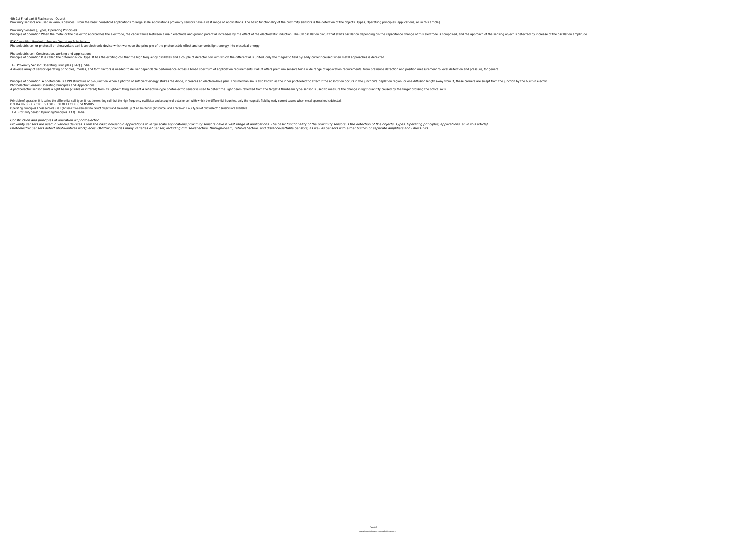4th 1st Final part II Flashcards | Quizlet

Proximity sensors are used in various devices. From the basic household applications to large scale applications proximity sensors have a vast range of applications. The basic functionality of the proximity sensors is the detection of the objects. Types, Operating principles, applications, all in this article]

Proximity Sensors [Types, Operating Principles ...

Principle of operation When the metal or the dielectric approaches the electrode, the capacitance between a main electrode and ground potential increases by the effect of the electrostatic induction. The CR oscillation circuit that starts oscillation depending on the capacitance change of this electrode is composed, and the approach of the sensing object is detected by increase of the oscillation amplitude.

E2K Capacitive Proximity Sensor: Operating Principles ...

Photoelectric cell or photocell or photovoltaic cell is an electronic device which works on the principle of the photoelectric effect and converts light energy into electrical energy.

Photoelectric cell: Construction, working and applications

Principle of operation It is called the differential coil type. It has the exciting coil that the high frequency oscillates and a couple of detector coil with which the differential is united, only the magnetic field by eddy current caused when metal approaches is detected.

TL-J Proximity Sensor: Operating Principles | FAQ | India ...

A diverse array of sensor operating principles, modes, and form factors is needed to deliver dependable performance across a broad spectrum of application requirements. Balluff offers premium sensors for a wide range of application requirements, from presence detection and position measurement to level detection and pressure, for general ...

Principle of operation. A photodiode is a PIN structure or p–n junction.When a photon of sufficient energy strikes the diode, it creates an electron-hole pair. This mechanism is also known as the inner photoelectric effect.If the absorption occurs in the junction's depletion region, or one diffusion length away from it, these carriers are swept from the junction by the built-in electric ...

Photoelectric Sensors Operating Principles and Applications

A photoelectric sensor emits a light beam (visible or infrared) from its light-emitting element.A reflective-type photoelectric sensor is used to detect the light beam reflected from the target.A thrubeam type sensor is used to measure the change in light quantity caused by the target crossing the optical axis.

Principle of operation It is called the differential coil type. It has the exciting coil that the high frequency oscillates and a couple of detector coil with which the differential is united, only the magnetic field by eddy current caused when metal approaches is detected.

OPERATING PRINCIPLES FOR PHOTOELECTRIC SENSORS

Operating Principles These sensors use light sensitive elements to detect objects and are made up of an emitter (light source) and a receiver. Four types of photoelectric sensors are available.

TL-J Proximity Sensor: Operating Principles | FAQ | India

*Construction and principles of operation of photoelectric ...*

*Proximity sensors are used in various devices. From the basic household applications to large scale applications proximity sensors have a vast range of applications. The basic functionality of the proximity sensors is the detection of the objects. Types, Operating principles, applications, all in this article]*

*Photoelectric Sensors detect photo-optical workpieces. OMRON provides many varieties of Sensor, including diffuse-reflective, through-beam, retro-reflective, and distance-settable Sensors, as well as Sensors with either built-in or separate amplifiers and Fiber Units.*